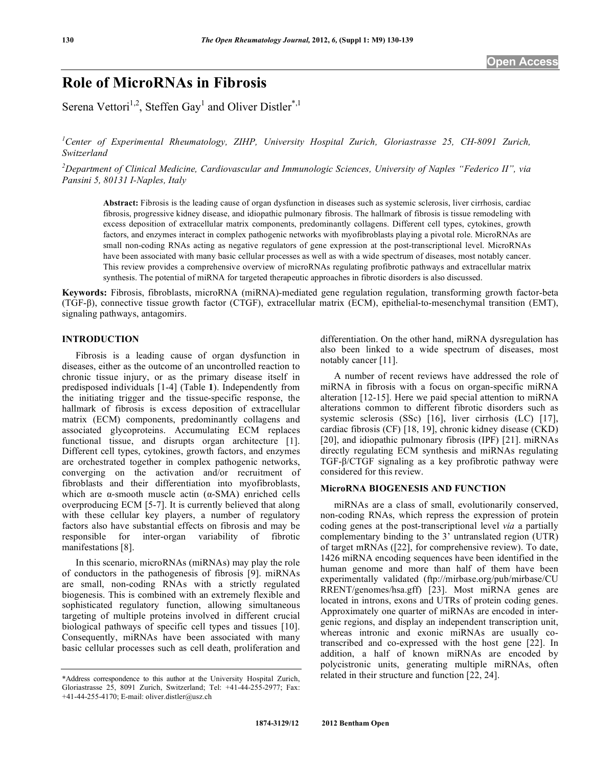Open Access

# Role of MicroRNAs in Fibrosis

Serena Vettori[1,2], Steffen Gay[1] and Oliver Distler[*,1]

[1]Center of Experimental Rheumatology, ZIHP, University Hospital Zurich, Gloriastrasse 25, CH-8091 Zurich, Switzerland

[2]Department of Clinical Medicine, Cardiovascular and Immunologic Sciences, University of Naples "Federico II", via Pansini 5, 80131 I-Naples, Italy

**Abstract:** Fibrosis is the leading cause of organ dysfunction in diseases such as systemic sclerosis, liver cirrhosis, cardiac fibrosis, progressive kidney disease, and idiopathic pulmonary fibrosis. The hallmark of fibrosis is tissue remodeling with excess deposition of extracellular matrix components, predominantly collagens. Different cell types, cytokines, growth factors, and enzymes interact in complex pathogenic networks with myofibroblasts playing a pivotal role. MicroRNAs are small non-coding RNAs acting as negative regulators of gene expression at the post-transcriptional level. MicroRNAs have been associated with many basic cellular processes as well as with a wide spectrum of diseases, most notably cancer. This review provides a comprehensive overview of microRNAs regulating profibrotic pathways and extracellular matrix synthesis. The potential of miRNA for targeted therapeutic approaches in fibrotic disorders is also discussed.

**Keywords:** Fibrosis, fibroblasts, microRNA (miRNA)-mediated gene regulation regulation, transforming growth factor-beta (TGF-β), connective tissue growth factor (CTGF), extracellular matrix (ECM), epithelial-to-mesenchymal transition (EMT), signaling pathways, antagomirs.

## INTRODUCTION

Fibrosis is a leading cause of organ dysfunction in diseases, either as the outcome of an uncontrolled reaction to chronic tissue injury, or as the primary disease itself in predisposed individuals [1-4] (Table **1**). Independently from the initiating trigger and the tissue-specific response, the hallmark of fibrosis is excess deposition of extracellular matrix (ECM) components, predominantly collagens and associated glycoproteins. Accumulating ECM replaces functional tissue, and disrupts organ architecture [1]. Different cell types, cytokines, growth factors, and enzymes are orchestrated together in complex pathogenic networks, converging on the activation and/or recruitment of fibroblasts and their differentiation into myofibroblasts, which are α-smooth muscle actin (α-SMA) enriched cells overproducing ECM [5-7]. It is currently believed that along with these cellular key players, a number of regulatory factors also have substantial effects on fibrosis and may be responsible for inter-organ variability of fibrotic manifestations [8].

In this scenario, microRNAs (miRNAs) may play the role of conductors in the pathogenesis of fibrosis [9]. miRNAs are small, non-coding RNAs with a strictly regulated biogenesis. This is combined with an extremely flexible and sophisticated regulatory function, allowing simultaneous targeting of multiple proteins involved in different crucial biological pathways of specific cell types and tissues [10]. Consequently, miRNAs have been associated with many basic cellular processes such as cell death, proliferation and differentiation. On the other hand, miRNA dysregulation has also been linked to a wide spectrum of diseases, most notably cancer [11].

A number of recent reviews have addressed the role of miRNA in fibrosis with a focus on organ-specific miRNA alteration [12-15]. Here we paid special attention to miRNA alterations common to different fibrotic disorders such as systemic sclerosis (SSc) [16], liver cirrhosis (LC) [17], cardiac fibrosis (CF) [18, 19], chronic kidney disease (CKD) [20], and idiopathic pulmonary fibrosis (IPF) [21]. miRNAs directly regulating ECM synthesis and miRNAs regulating TGF-β/CTGF signaling as a key profibrotic pathway were considered for this review.

## MicroRNA BIOGENESIS AND FUNCTION

miRNAs are a class of small, evolutionarily conserved, non-coding RNAs, which repress the expression of protein coding genes at the post-transcriptional level *via* a partially complementary binding to the 3' untranslated region (UTR) of target mRNAs ([22], for comprehensive review). To date, 1426 miRNA encoding sequences have been identified in the human genome and more than half of them have been experimentally validated (ftp://mirbase.org/pub/mirbase/CURRENT/genomes/hsa.gff) [23]. Most miRNA genes are located in introns, exons and UTRs of protein coding genes. Approximately one quarter of miRNAs are encoded in intergenic regions, and display an independent transcription unit, whereas intronic and exonic miRNAs are usually co-transcribed and co-expressed with the host gene [22]. In addition, a half of known miRNAs are encoded by polycistronic units, generating multiple miRNAs, often related in their structure and function [22, 24].

*Address correspondence to this author at the University Hospital Zurich, Gloriastrasse 25, 8091 Zurich, Switzerland; Tel: +41-44-255-2977; Fax: +41-44-255-4170; E-mail: oliver.distler@usz.ch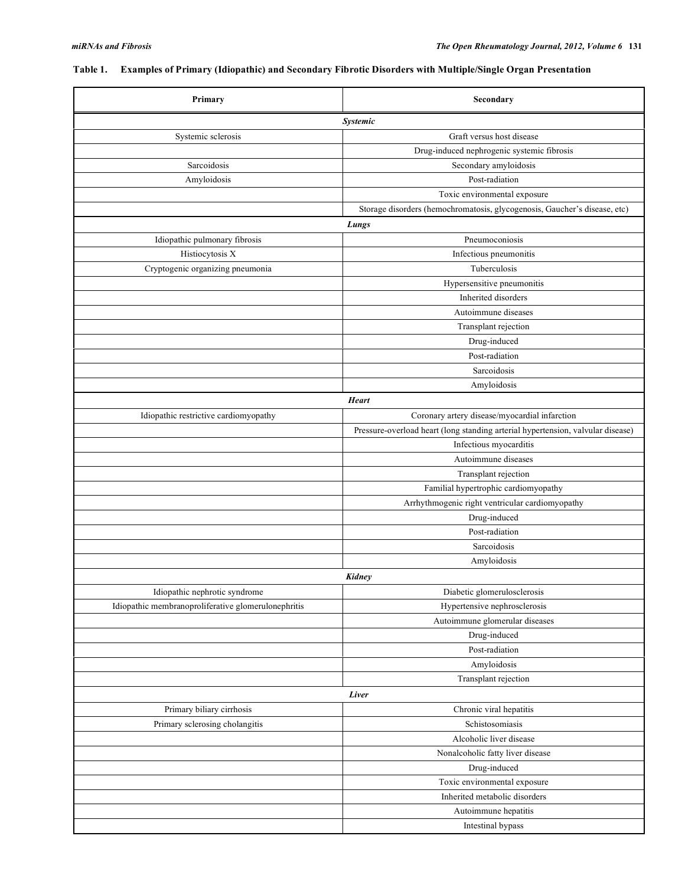**Table 1. Examples of Primary (Idiopathic) and Secondary Fibrotic Disorders with Multiple/Single Organ Presentation**

| Primary | Secondary |
|---|---|
| ***Systemic*** | |
| Systemic sclerosis | Graft versus host disease |
| | Drug-induced nephrogenic systemic fibrosis |
| Sarcoidosis | Secondary amyloidosis |
| Amyloidosis | Post-radiation |
| | Toxic environmental exposure |
| | Storage disorders (hemochromatosis, glycogenosis, Gaucher's disease, etc) |
| ***Lungs*** | |
| Idiopathic pulmonary fibrosis | Pneumoconiosis |
| Histiocytosis X | Infectious pneumonitis |
| Cryptogenic organizing pneumonia | Tuberculosis |
| | Hypersensitive pneumonitis |
| | Inherited disorders |
| | Autoimmune diseases |
| | Transplant rejection |
| | Drug-induced |
| | Post-radiation |
| | Sarcoidosis |
| | Amyloidosis |
| ***Heart*** | |
| Idiopathic restrictive cardiomyopathy | Coronary artery disease/myocardial infarction |
| | Pressure-overload heart (long standing arterial hypertension, valvular disease) |
| | Infectious myocarditis |
| | Autoimmune diseases |
| | Transplant rejection |
| | Familial hypertrophic cardiomyopathy |
| | Arrhythmogenic right ventricular cardiomyopathy |
| | Drug-induced |
| | Post-radiation |
| | Sarcoidosis |
| | Amyloidosis |
| ***Kidney*** | |
| Idiopathic nephrotic syndrome | Diabetic glomerulosclerosis |
| Idiopathic membranoproliferative glomerulonephritis | Hypertensive nephrosclerosis |
| | Autoimmune glomerular diseases |
| | Drug-induced |
| | Post-radiation |
| | Amyloidosis |
| | Transplant rejection |
| ***Liver*** | |
| Primary biliary cirrhosis | Chronic viral hepatitis |
| Primary sclerosing cholangitis | Schistosomiasis |
| | Alcoholic liver disease |
| | Nonalcoholic fatty liver disease |
| | Drug-induced |
| | Toxic environmental exposure |
| | Inherited metabolic disorders |
| | Autoimmune hepatitis |
| | Intestinal bypass |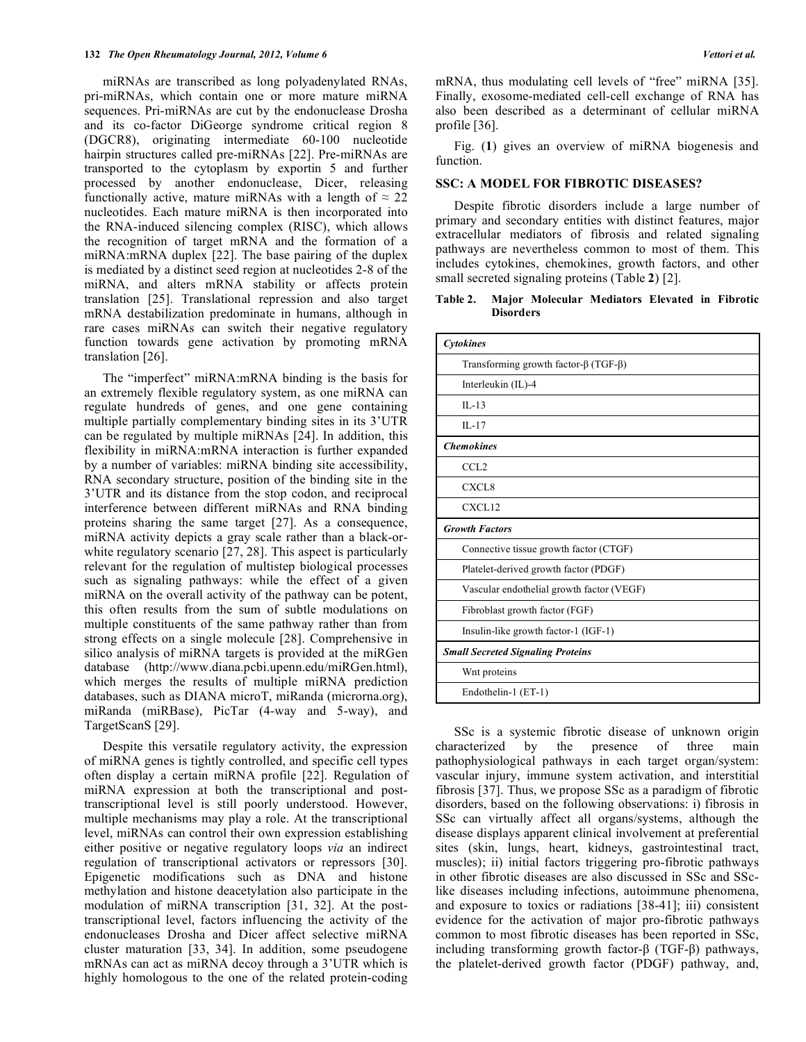miRNAs are transcribed as long polyadenylated RNAs, pri-miRNAs, which contain one or more mature miRNA sequences. Pri-miRNAs are cut by the endonuclease Drosha and its co-factor DiGeorge syndrome critical region 8 (DGCR8), originating intermediate 60-100 nucleotide hairpin structures called pre-miRNAs [22]. Pre-miRNAs are transported to the cytoplasm by exportin 5 and further processed by another endonuclease, Dicer, releasing functionally active, mature miRNAs with a length of ≈ 22 nucleotides. Each mature miRNA is then incorporated into the RNA-induced silencing complex (RISC), which allows the recognition of target mRNA and the formation of a miRNA:mRNA duplex [22]. The base pairing of the duplex is mediated by a distinct seed region at nucleotides 2-8 of the miRNA, and alters mRNA stability or affects protein translation [25]. Translational repression and also target mRNA destabilization predominate in humans, although in rare cases miRNAs can switch their negative regulatory function towards gene activation by promoting mRNA translation [26].

The "imperfect" miRNA:mRNA binding is the basis for an extremely flexible regulatory system, as one miRNA can regulate hundreds of genes, and one gene containing multiple partially complementary binding sites in its 3'UTR can be regulated by multiple miRNAs [24]. In addition, this flexibility in miRNA:mRNA interaction is further expanded by a number of variables: miRNA binding site accessibility, RNA secondary structure, position of the binding site in the 3'UTR and its distance from the stop codon, and reciprocal interference between different miRNAs and RNA binding proteins sharing the same target [27]. As a consequence, miRNA activity depicts a gray scale rather than a black-or-white regulatory scenario [27, 28]. This aspect is particularly relevant for the regulation of multistep biological processes such as signaling pathways: while the effect of a given miRNA on the overall activity of the pathway can be potent, this often results from the sum of subtle modulations on multiple constituents of the same pathway rather than from strong effects on a single molecule [28]. Comprehensive in silico analysis of miRNA targets is provided at the miRGen database (http://www.diana.pcbi.upenn.edu/miRGen.html), which merges the results of multiple miRNA prediction databases, such as DIANA microT, miRanda (microrna.org), miRanda (miRBase), PicTar (4-way and 5-way), and TargetScanS [29].

Despite this versatile regulatory activity, the expression of miRNA genes is tightly controlled, and specific cell types often display a certain miRNA profile [22]. Regulation of miRNA expression at both the transcriptional and post-transcriptional level is still poorly understood. However, multiple mechanisms may play a role. At the transcriptional level, miRNAs can control their own expression establishing either positive or negative regulatory loops *via* an indirect regulation of transcriptional activators or repressors [30]. Epigenetic modifications such as DNA and histone methylation and histone deacetylation also participate in the modulation of miRNA transcription [31, 32]. At the post-transcriptional level, factors influencing the activity of the endonucleases Drosha and Dicer affect selective miRNA cluster maturation [33, 34]. In addition, some pseudogene mRNAs can act as miRNA decoy through a 3'UTR which is highly homologous to the one of the related protein-coding mRNA, thus modulating cell levels of "free" miRNA [35]. Finally, exosome-mediated cell-cell exchange of RNA has also been described as a determinant of cellular miRNA profile [36].

Fig. (**1**) gives an overview of miRNA biogenesis and function.

## SSC: A MODEL FOR FIBROTIC DISEASES?

Despite fibrotic disorders include a large number of primary and secondary entities with distinct features, major extracellular mediators of fibrosis and related signaling pathways are nevertheless common to most of them. This includes cytokines, chemokines, growth factors, and other small secreted signaling proteins (Table **2**) [2].

**Table 2. Major Molecular Mediators Elevated in Fibrotic Disorders**

| |
|---|
| ***Cytokines*** |
| Transforming growth factor-β (TGF-β) |
| Interleukin (IL)-4 |
| IL-13 |
| IL-17 |
| ***Chemokines*** |
| CCL2 |
| CXCL8 |
| CXCL12 |
| ***Growth Factors*** |
| Connective tissue growth factor (CTGF) |
| Platelet-derived growth factor (PDGF) |
| Vascular endothelial growth factor (VEGF) |
| Fibroblast growth factor (FGF) |
| Insulin-like growth factor-1 (IGF-1) |
| ***Small Secreted Signaling Proteins*** |
| Wnt proteins |
| Endothelin-1 (ET-1) |

SSc is a systemic fibrotic disease of unknown origin characterized by the presence of three main pathophysiological pathways in each target organ/system: vascular injury, immune system activation, and interstitial fibrosis [37]. Thus, we propose SSc as a paradigm of fibrotic disorders, based on the following observations: i) fibrosis in SSc can virtually affect all organs/systems, although the disease displays apparent clinical involvement at preferential sites (skin, lungs, heart, kidneys, gastrointestinal tract, muscles); ii) initial factors triggering pro-fibrotic pathways in other fibrotic diseases are also discussed in SSc and SSc-like diseases including infections, autoimmune phenomena, and exposure to toxics or radiations [38-41]; iii) consistent evidence for the activation of major pro-fibrotic pathways common to most fibrotic diseases has been reported in SSc, including transforming growth factor-β (TGF-β) pathways, the platelet-derived growth factor (PDGF) pathway, and,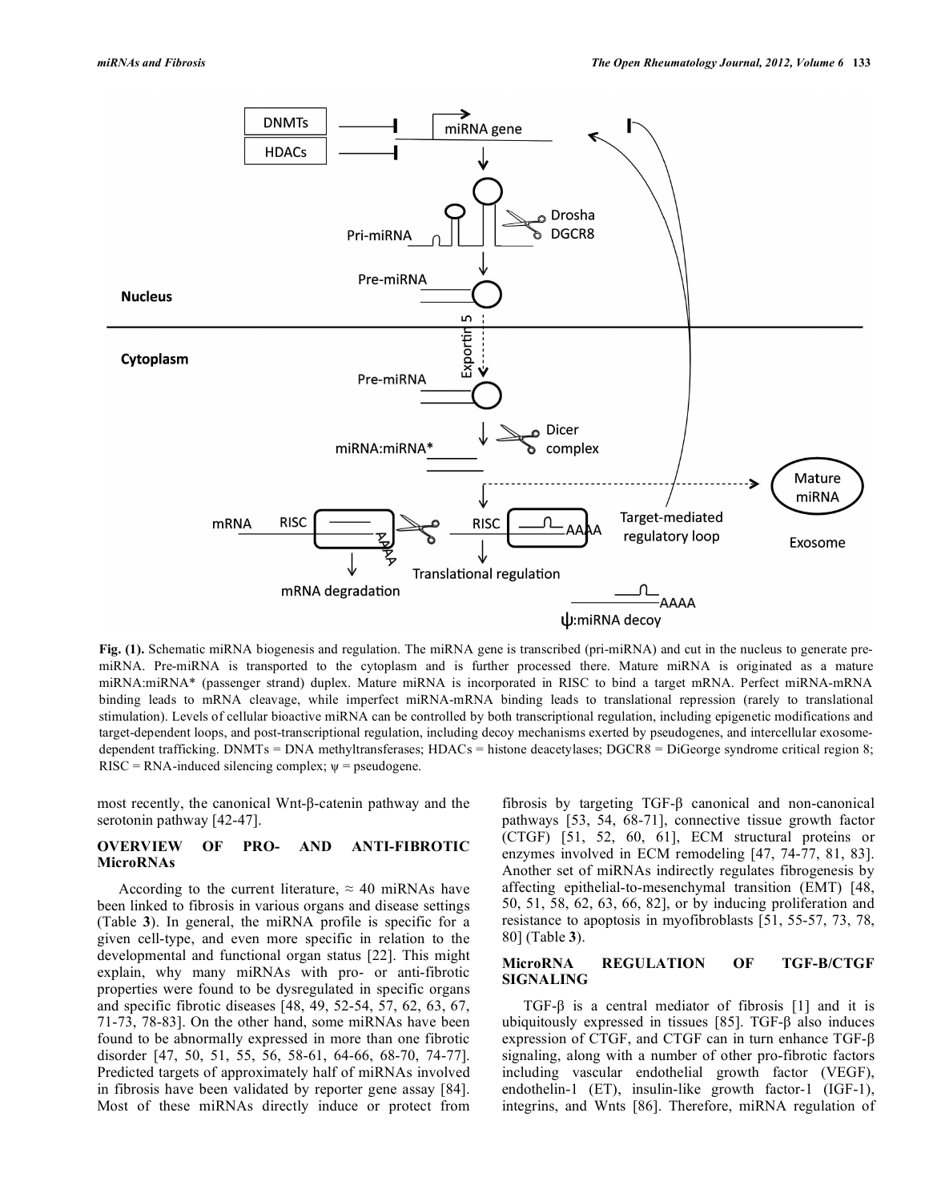Fig. (1). Schematic miRNA biogenesis and regulation. The miRNA gene is transcribed (pri-miRNA) and cut in the nucleus to generate pre-miRNA. Pre-miRNA is transported to the cytoplasm and is further processed there. Mature miRNA is originated as a mature miRNA:miRNA* (passenger strand) duplex. Mature miRNA is incorporated in RISC to bind a target mRNA. Perfect miRNA-mRNA binding leads to mRNA cleavage, while imperfect miRNA-mRNA binding leads to translational repression (rarely to translational stimulation). Levels of cellular bioactive miRNA can be controlled by both transcriptional regulation, including epigenetic modifications and target-dependent loops, and post-transcriptional regulation, including decoy mechanisms exerted by pseudogenes, and intercellular exosome-dependent trafficking. DNMTs = DNA methyltransferases; HDACs = histone deacetylases; DGCR8 = DiGeorge syndrome critical region 8; RISC = RNA-induced silencing complex; ψ = pseudogene.

most recently, the canonical Wnt-β-catenin pathway and the serotonin pathway [42-47].

## OVERVIEW OF PRO- AND ANTI-FIBROTIC MicroRNAs

According to the current literature, ≈ 40 miRNAs have been linked to fibrosis in various organs and disease settings (Table **3**). In general, the miRNA profile is specific for a given cell-type, and even more specific in relation to the developmental and functional organ status [22]. This might explain, why many miRNAs with pro- or anti-fibrotic properties were found to be dysregulated in specific organs and specific fibrotic diseases [48, 49, 52-54, 57, 62, 63, 67, 71-73, 78-83]. On the other hand, some miRNAs have been found to be abnormally expressed in more than one fibrotic disorder [47, 50, 51, 55, 56, 58-61, 64-66, 68-70, 74-77]. Predicted targets of approximately half of miRNAs involved in fibrosis have been validated by reporter gene assay [84]. Most of these miRNAs directly induce or protect from fibrosis by targeting TGF-β canonical and non-canonical pathways [53, 54, 68-71], connective tissue growth factor (CTGF) [51, 52, 60, 61], ECM structural proteins or enzymes involved in ECM remodeling [47, 74-77, 81, 83]. Another set of miRNAs indirectly regulates fibrogenesis by affecting epithelial-to-mesenchymal transition (EMT) [48, 50, 51, 58, 62, 63, 66, 82], or by inducing proliferation and resistance to apoptosis in myofibroblasts [51, 55-57, 73, 78, 80] (Table **3**).

## MicroRNA REGULATION OF TGF-Β/CTGF SIGNALING

TGF-β is a central mediator of fibrosis [1] and it is ubiquitously expressed in tissues [85]. TGF-β also induces expression of CTGF, and CTGF can in turn enhance TGF-β signaling, along with a number of other pro-fibrotic factors including vascular endothelial growth factor (VEGF), endothelin-1 (ET), insulin-like growth factor-1 (IGF-1), integrins, and Wnts [86]. Therefore, miRNA regulation of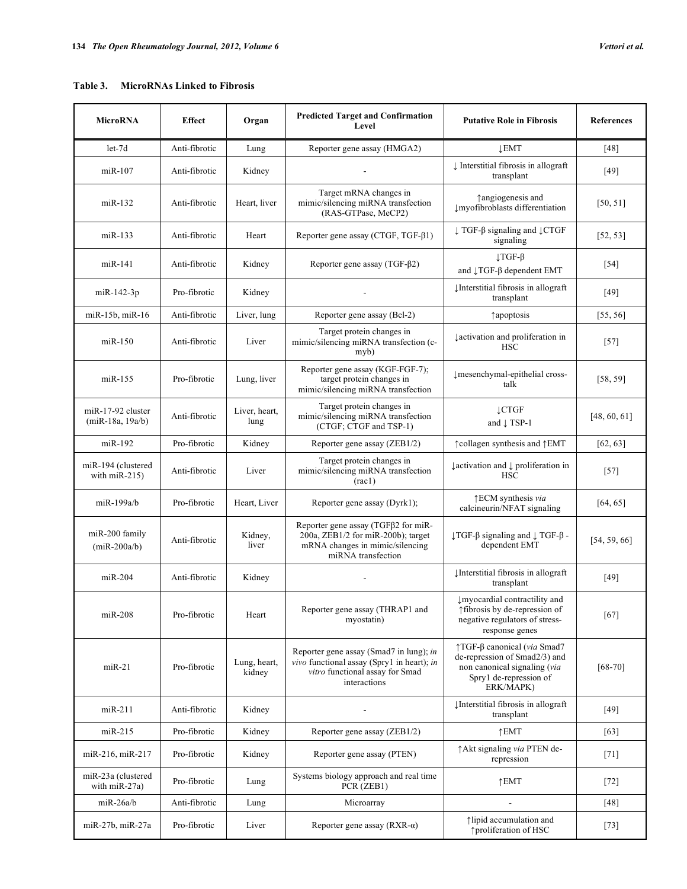**Table 3. MicroRNAs Linked to Fibrosis**

| MicroRNA | Effect | Organ | Predicted Target and Confirmation Level | Putative Role in Fibrosis | References |
|---|---|---|---|---|---|
| let-7d | Anti-fibrotic | Lung | Reporter gene assay (HMGA2) | ↓EMT | [48] |
| miR-107 | Anti-fibrotic | Kidney | - | ↓ Interstitial fibrosis in allograft transplant | [49] |
| miR-132 | Anti-fibrotic | Heart, liver | Target mRNA changes in mimic/silencing miRNA transfection (RAS-GTPase, MeCP2) | ↑angiogenesis and ↓myofibroblasts differentiation | [50, 51] |
| miR-133 | Anti-fibrotic | Heart | Reporter gene assay (CTGF, TGF-β1) | ↓ TGF-β signaling and ↓CTGF signaling | [52, 53] |
| miR-141 | Anti-fibrotic | Kidney | Reporter gene assay (TGF-β2) | ↓TGF-β and ↓TGF-β dependent EMT | [54] |
| miR-142-3p | Pro-fibrotic | Kidney | - | ↓Interstitial fibrosis in allograft transplant | [49] |
| miR-15b, miR-16 | Anti-fibrotic | Liver, lung | Reporter gene assay (Bcl-2) | ↑apoptosis | [55, 56] |
| miR-150 | Anti-fibrotic | Liver | Target protein changes in mimic/silencing miRNA transfection (c-myb) | ↓activation and proliferation in HSC | [57] |
| miR-155 | Pro-fibrotic | Lung, liver | Reporter gene assay (KGF-FGF-7); target protein changes in mimic/silencing miRNA transfection | ↓mesenchymal-epithelial cross-talk | [58, 59] |
| miR-17-92 cluster (miR-18a, 19a/b) | Anti-fibrotic | Liver, heart, lung | Target protein changes in mimic/silencing miRNA transfection (CTGF; CTGF and TSP-1) | ↓CTGF and ↓ TSP-1 | [48, 60, 61] |
| miR-192 | Pro-fibrotic | Kidney | Reporter gene assay (ZEB1/2) | ↑collagen synthesis and ↑EMT | [62, 63] |
| miR-194 (clustered with miR-215) | Anti-fibrotic | Liver | Target protein changes in mimic/silencing miRNA transfection (rac1) | ↓activation and ↓ proliferation in HSC | [57] |
| miR-199a/b | Pro-fibrotic | Heart, Liver | Reporter gene assay (Dyrk1); | ↑ECM synthesis *via* calcineurin/NFAT signaling | [64, 65] |
| miR-200 family (miR-200a/b) | Anti-fibrotic | Kidney, liver | Reporter gene assay (TGFβ2 for miR-200a, ZEB1/2 for miR-200b); target mRNA changes in mimic/silencing miRNA transfection | ↓TGF-β signaling and ↓ TGF-β - dependent EMT | [54, 59, 66] |
| miR-204 | Anti-fibrotic | Kidney | - | ↓Interstitial fibrosis in allograft transplant | [49] |
| miR-208 | Pro-fibrotic | Heart | Reporter gene assay (THRAP1 and myostatin) | ↓myocardial contractility and ↑fibrosis by de-repression of negative regulators of stress-response genes | [67] |
| miR-21 | Pro-fibrotic | Lung, heart, kidney | Reporter gene assay (Smad7 in lung); *in vivo* functional assay (Spry1 in heart); *in vitro* functional assay for Smad interactions | ↑TGF-β canonical (*via* Smad7 de-repression of Smad2/3) and non canonical signaling (*via* Spry1 de-repression of ERK/MAPK) | [68-70] |
| miR-211 | Anti-fibrotic | Kidney | - | ↓Interstitial fibrosis in allograft transplant | [49] |
| miR-215 | Pro-fibrotic | Kidney | Reporter gene assay (ZEB1/2) | ↑EMT | [63] |
| miR-216, miR-217 | Pro-fibrotic | Kidney | Reporter gene assay (PTEN) | ↑Akt signaling *via* PTEN de-repression | [71] |
| miR-23a (clustered with miR-27a) | Pro-fibrotic | Lung | Systems biology approach and real time PCR (ZEB1) | ↑EMT | [72] |
| miR-26a/b | Anti-fibrotic | Lung | Microarray | - | [48] |
| miR-27b, miR-27a | Pro-fibrotic | Liver | Reporter gene assay (RXR-α) | ↑lipid accumulation and ↑proliferation of HSC | [73] |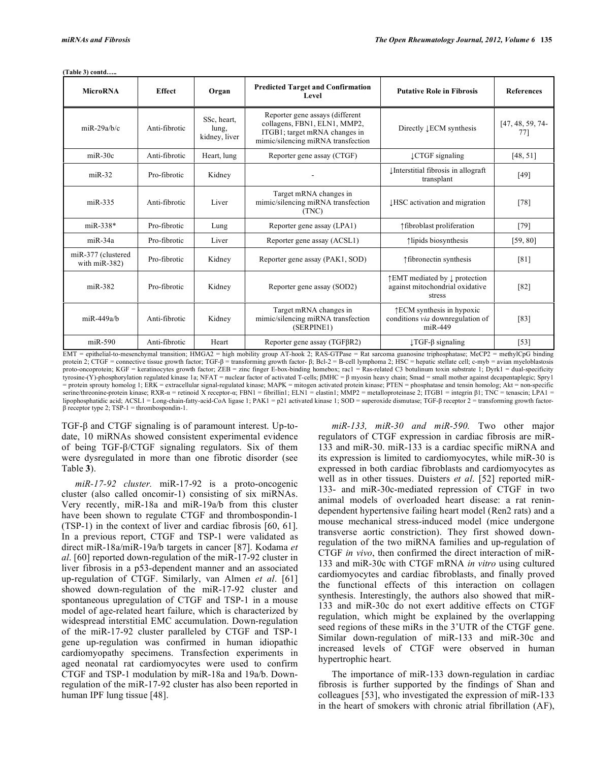**(Table 3) contd…..**

| MicroRNA | Effect | Organ | Predicted Target and Confirmation Level | Putative Role in Fibrosis | References |
|---|---|---|---|---|---|
| miR-29a/b/c | Anti-fibrotic | SSc, heart, lung, kidney, liver | Reporter gene assays (different collagens, FBN1, ELN1, MMP2, ITGB1; target mRNA changes in mimic/silencing miRNA transfection | Directly ↓ECM synthesis | [47, 48, 59, 74-77] |
| miR-30c | Anti-fibrotic | Heart, lung | Reporter gene assay (CTGF) | ↓CTGF signaling | [48, 51] |
| miR-32 | Pro-fibrotic | Kidney | - | ↓Interstitial fibrosis in allograft transplant | [49] |
| miR-335 | Anti-fibrotic | Liver | Target mRNA changes in mimic/silencing miRNA transfection (TNC) | ↓HSC activation and migration | [78] |
| miR-338* | Pro-fibrotic | Lung | Reporter gene assay (LPA1) | ↑fibroblast proliferation | [79] |
| miR-34a | Pro-fibrotic | Liver | Reporter gene assay (ACSL1) | ↑lipids biosynthesis | [59, 80] |
| miR-377 (clustered with miR-382) | Pro-fibrotic | Kidney | Reporter gene assay (PAK1, SOD) | ↑fibronectin synthesis | [81] |
| miR-382 | Pro-fibrotic | Kidney | Reporter gene assay (SOD2) | ↑EMT mediated by ↓ protection against mitochondrial oxidative stress | [82] |
| miR-449a/b | Anti-fibrotic | Kidney | Target mRNA changes in mimic/silencing miRNA transfection (SERPINE1) | ↑ECM synthesis in hypoxic conditions *via* downregulation of miR-449 | [83] |
| miR-590 | Anti-fibrotic | Heart | Reporter gene assay (TGFβR2) | ↓TGF-β signaling | [53] |

EMT = epithelial-to-mesenchymal transition; HMGA2 = high mobility group AT-hook 2; RAS-GTPase = Rat sarcoma guanosine triphosphatase; MeCP2 = methylCpG binding protein 2; CTGF = connective tissue growth factor; TGF-β = transforming growth factor- β; Bcl-2 = B-cell lymphoma 2; HSC = hepatic stellate cell; c-myb = avian myeloblastosis proto-oncoprotein; KGF = keratinocytes growth factor; ZEB = zinc finger E-box-binding homebox; rac1 = Ras-related C3 botulinum toxin substrate 1; Dyrk1 = dual-specificity tyrosine-(Y)-phosphorylation regulated kinase 1a; NFAT = nuclear factor of activated T-cells; βMHC = β myosin heavy chain; Smad = small mother against decapentaplegic; Spry1 = protein sprouty homolog 1; ERK = extracellular signal-regulated kinase; MAPK = mitogen activated protein kinase; PTEN = phosphatase and tensin homolog; Akt = non-specific serine/threonine-protein kinase; RXR-α = retinoid X receptor-α; FBN1 = fibrillin1; ELN1 = elastin1; MMP2 = metalloproteinase 2; ITGB1 = integrin β1; TNC = tenascin; LPA1 = lipophosphatidic acid; ACSL1 = Long-chain-fatty-acid-CoA ligase 1; PAK1 = p21 activated kinase 1; SOD = superoxide dismutase; TGF-β receptor 2 = transforming growth factor-β receptor type 2; TSP-1 = thrombospondin-1.

TGF-β and CTGF signaling is of paramount interest. Up-to-date, 10 miRNAs showed consistent experimental evidence of being TGF-β/CTGF signaling regulators. Six of them were dysregulated in more than one fibrotic disorder (see Table **3**).

*miR-17-92 cluster.* miR-17-92 is a proto-oncogenic cluster (also called oncomir-1) consisting of six miRNAs. Very recently, miR-18a and miR-19a/b from this cluster have been shown to regulate CTGF and thrombospondin-1 (TSP-1) in the context of liver and cardiac fibrosis [60, 61]. In a previous report, CTGF and TSP-1 were validated as direct miR-18a/miR-19a/b targets in cancer [87]. Kodama *et al*. [60] reported down-regulation of the miR-17-92 cluster in liver fibrosis in a p53-dependent manner and an associated up-regulation of CTGF. Similarly, van Almen *et al*. [61] showed down-regulation of the miR-17-92 cluster and spontaneous upregulation of CTGF and TSP-1 in a mouse model of age-related heart failure, which is characterized by widespread interstitial EMC accumulation. Down-regulation of the miR-17-92 cluster paralleled by CTGF and TSP-1 gene up-regulation was confirmed in human idiopathic cardiomyopathy specimens. Transfection experiments in aged neonatal rat cardiomyocytes were used to confirm CTGF and TSP-1 modulation by miR-18a and 19a/b. Down-regulation of the miR-17-92 cluster has also been reported in human IPF lung tissue [48].

*miR-133, miR-30 and miR-590.* Two other major regulators of CTGF expression in cardiac fibrosis are miR-133 and miR-30. miR-133 is a cardiac specific miRNA and its expression is limited to cardiomyocytes, while miR-30 is expressed in both cardiac fibroblasts and cardiomyocytes as well as in other tissues. Duisters *et al*. [52] reported miR-133- and miR-30c-mediated repression of CTGF in two animal models of overloaded heart disease: a rat renin-dependent hypertensive failing heart model (Ren2 rats) and a mouse mechanical stress-induced model (mice undergone transverse aortic constriction). They first showed down-regulation of the two miRNA families and up-regulation of CTGF *in vivo*, then confirmed the direct interaction of miR-133 and miR-30c with CTGF mRNA *in vitro* using cultured cardiomyocytes and cardiac fibroblasts, and finally proved the functional effects of this interaction on collagen synthesis. Interestingly, the authors also showed that miR-133 and miR-30c do not exert additive effects on CTGF regulation, which might be explained by the overlapping seed regions of these miRs in the 3'UTR of the CTGF gene. Similar down-regulation of miR-133 and miR-30c and increased levels of CTGF were observed in human hypertrophic heart.

The importance of miR-133 down-regulation in cardiac fibrosis is further supported by the findings of Shan and colleagues [53], who investigated the expression of miR-133 in the heart of smokers with chronic atrial fibrillation (AF),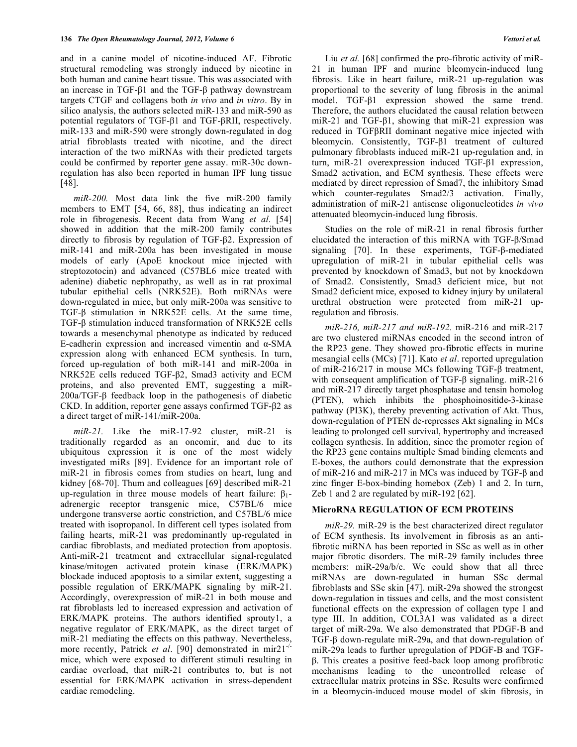and in a canine model of nicotine-induced AF. Fibrotic structural remodeling was strongly induced by nicotine in both human and canine heart tissue. This was associated with an increase in TGF-β1 and the TGF-β pathway downstream targets CTGF and collagens both *in vivo* and *in vitro*. By in silico analysis, the authors selected miR-133 and miR-590 as potential regulators of TGF-β1 and TGF-βRII, respectively. miR-133 and miR-590 were strongly down-regulated in dog atrial fibroblasts treated with nicotine, and the direct interaction of the two miRNAs with their predicted targets could be confirmed by reporter gene assay. miR-30c down-regulation has also been reported in human IPF lung tissue [48].

*miR-200.* Most data link the five miR-200 family members to EMT [54, 66, 88], thus indicating an indirect role in fibrogenesis. Recent data from Wang *et al*. [54] showed in addition that the miR-200 family contributes directly to fibrosis by regulation of TGF-β2. Expression of miR-141 and miR-200a has been investigated in mouse models of early (ApoE knockout mice injected with streptozotocin) and advanced (C57BL6 mice treated with adenine) diabetic nephropathy, as well as in rat proximal tubular epithelial cells (NRK52E). Both miRNAs were down-regulated in mice, but only miR-200a was sensitive to TGF-β stimulation in NRK52E cells. At the same time, TGF-β stimulation induced transformation of NRK52E cells towards a mesenchymal phenotype as indicated by reduced E-cadherin expression and increased vimentin and α-SMA expression along with enhanced ECM synthesis. In turn, forced up-regulation of both miR-141 and miR-200a in NRK52E cells reduced TGF-β2, Smad3 activity and ECM proteins, and also prevented EMT, suggesting a miR-200a/TGF-β feedback loop in the pathogenesis of diabetic CKD. In addition, reporter gene assays confirmed TGF-β2 as a direct target of miR-141/miR-200a.

*miR-21.* Like the miR-17-92 cluster, miR-21 is traditionally regarded as an oncomir, and due to its ubiquitous expression it is one of the most widely investigated miRs [89]. Evidence for an important role of miR-21 in fibrosis comes from studies on heart, lung and kidney [68-70]. Thum and colleagues [69] described miR-21 up-regulation in three mouse models of heart failure: $\beta_1$-adrenergic receptor transgenic mice, C57BL/6 mice undergone transverse aortic constriction, and C57BL/6 mice treated with isopropanol. In different cell types isolated from failing hearts, miR-21 was predominantly up-regulated in cardiac fibroblasts, and mediated protection from apoptosis. Anti-miR-21 treatment and extracellular signal-regulated kinase/mitogen activated protein kinase (ERK/MAPK) blockade induced apoptosis to a similar extent, suggesting a possible regulation of ERK/MAPK signaling by miR-21. Accordingly, overexpression of miR-21 in both mouse and rat fibroblasts led to increased expression and activation of ERK/MAPK proteins. The authors identified sprouty1, a negative regulator of ERK/MAPK, as the direct target of miR-21 mediating the effects on this pathway. Nevertheless, more recently, Patrick *et al*. [90] demonstrated in mir21$^{-/-}$ mice, which were exposed to different stimuli resulting in cardiac overload, that miR-21 contributes to, but is not essential for ERK/MAPK activation in stress-dependent cardiac remodeling.

Liu *et al.* [68] confirmed the pro-fibrotic activity of miR-21 in human IPF and murine bleomycin-induced lung fibrosis. Like in heart failure, miR-21 up-regulation was proportional to the severity of lung fibrosis in the animal model. TGF-β1 expression showed the same trend. Therefore, the authors elucidated the causal relation between miR-21 and TGF-β1, showing that miR-21 expression was reduced in TGFβRII dominant negative mice injected with bleomycin. Consistently, TGF-β1 treatment of cultured pulmonary fibroblasts induced miR-21 up-regulation and, in turn, miR-21 overexpression induced TGF-β1 expression, Smad2 activation, and ECM synthesis. These effects were mediated by direct repression of Smad7, the inhibitory Smad which counter-regulates Smad2/3 activation. Finally, administration of miR-21 antisense oligonucleotides *in vivo* attenuated bleomycin-induced lung fibrosis.

Studies on the role of miR-21 in renal fibrosis further elucidated the interaction of this miRNA with TGF-β/Smad signaling [70]. In these experiments, TGF-β-mediated upregulation of miR-21 in tubular epithelial cells was prevented by knockdown of Smad3, but not by knockdown of Smad2. Consistently, Smad3 deficient mice, but not Smad2 deficient mice, exposed to kidney injury by unilateral urethral obstruction were protected from miR-21 up-regulation and fibrosis.

*miR-216, miR-217 and miR-192.* miR-216 and miR-217 are two clustered miRNAs encoded in the second intron of the RP23 gene. They showed pro-fibrotic effects in murine mesangial cells (MCs) [71]. Kato *et al*. reported upregulation of miR-216/217 in mouse MCs following TGF-β treatment, with consequent amplification of TGF-β signaling. miR-216 and miR-217 directly target phosphatase and tensin homolog (PTEN), which inhibits the phosphoinositide-3-kinase pathway (PI3K), thereby preventing activation of Akt. Thus, down-regulation of PTEN de-represses Akt signaling in MCs leading to prolonged cell survival, hypertrophy and increased collagen synthesis. In addition, since the promoter region of the RP23 gene contains multiple Smad binding elements and E-boxes, the authors could demonstrate that the expression of miR-216 and miR-217 in MCs was induced by TGF-β and zinc finger E-box-binding homebox (Zeb) 1 and 2. In turn, Zeb 1 and 2 are regulated by miR-192 [62].

## MicroRNA REGULATION OF ECM PROTEINS

*miR-29.* miR-29 is the best characterized direct regulator of ECM synthesis. Its involvement in fibrosis as an anti-fibrotic miRNA has been reported in SSc as well as in other major fibrotic disorders. The miR-29 family includes three members: miR-29a/b/c. We could show that all three miRNAs are down-regulated in human SSc dermal fibroblasts and SSc skin [47]. miR-29a showed the strongest down-regulation in tissues and cells, and the most consistent functional effects on the expression of collagen type I and type III. In addition, COL3A1 was validated as a direct target of miR-29a. We also demonstrated that PDGF-B and TGF-β down-regulate miR-29a, and that down-regulation of miR-29a leads to further upregulation of PDGF-B and TGF-β. This creates a positive feed-back loop among profibrotic mechanisms leading to the uncontrolled release of extracellular matrix proteins in SSc. Results were confirmed in a bleomycin-induced mouse model of skin fibrosis, in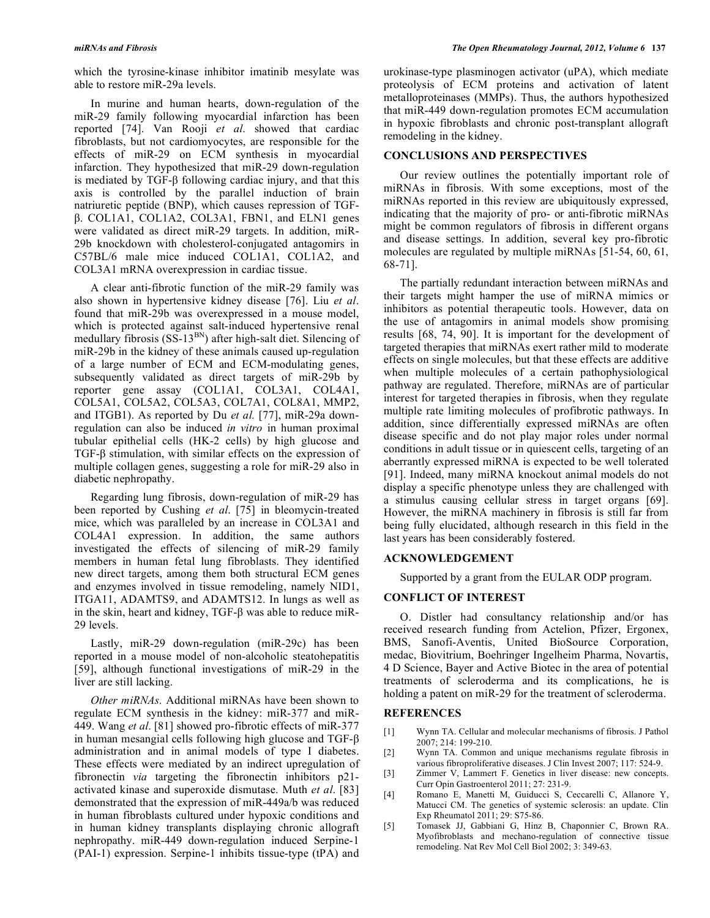which the tyrosine-kinase inhibitor imatinib mesylate was able to restore miR-29a levels.

In murine and human hearts, down-regulation of the miR-29 family following myocardial infarction has been reported [74]. Van Rooji *et al*. showed that cardiac fibroblasts, but not cardiomyocytes, are responsible for the effects of miR-29 on ECM synthesis in myocardial infarction. They hypothesized that miR-29 down-regulation is mediated by TGF-β following cardiac injury, and that this axis is controlled by the parallel induction of brain natriuretic peptide (BNP), which causes repression of TGF-β. COL1A1, COL1A2, COL3A1, FBN1, and ELN1 genes were validated as direct miR-29 targets. In addition, miR-29b knockdown with cholesterol-conjugated antagomirs in C57BL/6 male mice induced COL1A1, COL1A2, and COL3A1 mRNA overexpression in cardiac tissue.

A clear anti-fibrotic function of the miR-29 family was also shown in hypertensive kidney disease [76]. Liu *et al*. found that miR-29b was overexpressed in a mouse model, which is protected against salt-induced hypertensive renal medullary fibrosis (SS-13$^{BN}$) after high-salt diet. Silencing of miR-29b in the kidney of these animals caused up-regulation of a large number of ECM and ECM-modulating genes, subsequently validated as direct targets of miR-29b by reporter gene assay (COL1A1, COL3A1, COL4A1, COL5A1, COL5A2, COL5A3, COL7A1, COL8A1, MMP2, and ITGB1). As reported by Du *et al.* [77], miR-29a down-regulation can also be induced *in vitro* in human proximal tubular epithelial cells (HK-2 cells) by high glucose and TGF-β stimulation, with similar effects on the expression of multiple collagen genes, suggesting a role for miR-29 also in diabetic nephropathy.

Regarding lung fibrosis, down-regulation of miR-29 has been reported by Cushing *et al*. [75] in bleomycin-treated mice, which was paralleled by an increase in COL3A1 and COL4A1 expression. In addition, the same authors investigated the effects of silencing of miR-29 family members in human fetal lung fibroblasts. They identified new direct targets, among them both structural ECM genes and enzymes involved in tissue remodeling, namely NID1, ITGA11, ADAMTS9, and ADAMTS12. In lungs as well as in the skin, heart and kidney, TGF-β was able to reduce miR-29 levels.

Lastly, miR-29 down-regulation (miR-29c) has been reported in a mouse model of non-alcoholic steatohepatitis [59], although functional investigations of miR-29 in the liver are still lacking.

*Other miRNAs.* Additional miRNAs have been shown to regulate ECM synthesis in the kidney: miR-377 and miR-449. Wang *et al*. [81] showed pro-fibrotic effects of miR-377 in human mesangial cells following high glucose and TGF-β administration and in animal models of type I diabetes. These effects were mediated by an indirect upregulation of fibronectin *via* targeting the fibronectin inhibitors p21-activated kinase and superoxide dismutase. Muth *et al*. [83] demonstrated that the expression of miR-449a/b was reduced in human fibroblasts cultured under hypoxic conditions and in human kidney transplants displaying chronic allograft nephropathy. miR-449 down-regulation induced Serpine-1 (PAI-1) expression. Serpine-1 inhibits tissue-type (tPA) and urokinase-type plasminogen activator (uPA), which mediate proteolysis of ECM proteins and activation of latent metalloproteinases (MMPs). Thus, the authors hypothesized that miR-449 down-regulation promotes ECM accumulation in hypoxic fibroblasts and chronic post-transplant allograft remodeling in the kidney.

## CONCLUSIONS AND PERSPECTIVES

Our review outlines the potentially important role of miRNAs in fibrosis. With some exceptions, most of the miRNAs reported in this review are ubiquitously expressed, indicating that the majority of pro- or anti-fibrotic miRNAs might be common regulators of fibrosis in different organs and disease settings. In addition, several key pro-fibrotic molecules are regulated by multiple miRNAs [51-54, 60, 61, 68-71].

The partially redundant interaction between miRNAs and their targets might hamper the use of miRNA mimics or inhibitors as potential therapeutic tools. However, data on the use of antagomirs in animal models show promising results [68, 74, 90]. It is important for the development of targeted therapies that miRNAs exert rather mild to moderate effects on single molecules, but that these effects are additive when multiple molecules of a certain pathophysiological pathway are regulated. Therefore, miRNAs are of particular interest for targeted therapies in fibrosis, when they regulate multiple rate limiting molecules of profibrotic pathways. In addition, since differentially expressed miRNAs are often disease specific and do not play major roles under normal conditions in adult tissue or in quiescent cells, targeting of an aberrantly expressed miRNA is expected to be well tolerated [91]. Indeed, many miRNA knockout animal models do not display a specific phenotype unless they are challenged with a stimulus causing cellular stress in target organs [69]. However, the miRNA machinery in fibrosis is still far from being fully elucidated, although research in this field in the last years has been considerably fostered.

## ACKNOWLEDGEMENT

Supported by a grant from the EULAR ODP program.

## CONFLICT OF INTEREST

O. Distler had consultancy relationship and/or has received research funding from Actelion, Pfizer, Ergonex, BMS, Sanofi-Aventis, United BioSource Corporation, medac, Biovitrium, Boehringer Ingelheim Pharma, Novartis, 4 D Science, Bayer and Active Biotec in the area of potential treatments of scleroderma and its complications, he is holding a patent on miR-29 for the treatment of scleroderma.

## REFERENCES

[1] Wynn TA. Cellular and molecular mechanisms of fibrosis. J Pathol 2007; 214: 199-210.

[2] Wynn TA. Common and unique mechanisms regulate fibrosis in various fibroproliferative diseases. J Clin Invest 2007; 117: 524-9.

[3] Zimmer V, Lammert F. Genetics in liver disease: new concepts. Curr Opin Gastroenterol 2011; 27: 231-9.

[4] Romano E, Manetti M, Guiducci S, Ceccarelli C, Allanore Y, Matucci CM. The genetics of systemic sclerosis: an update. Clin Exp Rheumatol 2011; 29: S75-86.

[5] Tomasek JJ, Gabbiani G, Hinz B, Chaponnier C, Brown RA. Myofibroblasts and mechano-regulation of connective tissue remodeling. Nat Rev Mol Cell Biol 2002; 3: 349-63.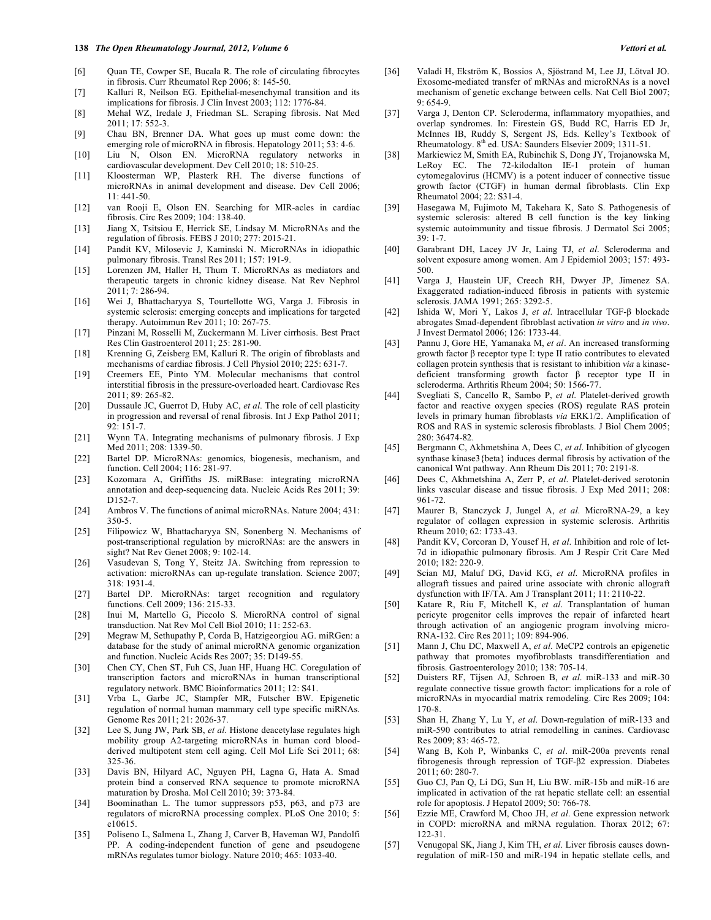[6] Quan TE, Cowper SE, Bucala R. The role of circulating fibrocytes in fibrosis. Curr Rheumatol Rep 2006; 8: 145-50.

[7] Kalluri R, Neilson EG. Epithelial-mesenchymal transition and its implications for fibrosis. J Clin Invest 2003; 112: 1776-84.

[8] Mehal WZ, Iredale J, Friedman SL. Scraping fibrosis. Nat Med 2011; 17: 552-3.

[9] Chau BN, Brenner DA. What goes up must come down: the emerging role of microRNA in fibrosis. Hepatology 2011; 53: 4-6.

[10] Liu N, Olson EN. MicroRNA regulatory networks in cardiovascular development. Dev Cell 2010; 18: 510-25.

[11] Kloosterman WP, Plasterk RH. The diverse functions of microRNAs in animal development and disease. Dev Cell 2006; 11: 441-50.

[12] van Rooji E, Olson EN. Searching for MIR-acles in cardiac fibrosis. Circ Res 2009; 104: 138-40.

[13] Jiang X, Tsitsiou E, Herrick SE, Lindsay M. MicroRNAs and the regulation of fibrosis. FEBS J 2010; 277: 2015-21.

[14] Pandit KV, Milosevic J, Kaminski N. MicroRNAs in idiopathic pulmonary fibrosis. Transl Res 2011; 157: 191-9.

[15] Lorenzen JM, Haller H, Thum T. MicroRNAs as mediators and therapeutic targets in chronic kidney disease. Nat Rev Nephrol 2011; 7: 286-94.

[16] Wei J, Bhattacharyya S, Tourtellotte WG, Varga J. Fibrosis in systemic sclerosis: emerging concepts and implications for targeted therapy. Autoimmun Rev 2011; 10: 267-75.

[17] Pinzani M, Rosselli M, Zuckermann M. Liver cirrhosis. Best Pract Res Clin Gastroenterol 2011; 25: 281-90.

[18] Krenning G, Zeisberg EM, Kalluri R. The origin of fibroblasts and mechanisms of cardiac fibrosis. J Cell Physiol 2010; 225: 631-7.

[19] Creemers EE, Pinto YM. Molecular mechanisms that control interstitial fibrosis in the pressure-overloaded heart. Cardiovasc Res 2011; 89: 265-82.

[20] Dussaule JC, Guerrot D, Huby AC, *et al*. The role of cell plasticity in progression and reversal of renal fibrosis. Int J Exp Pathol 2011; 92: 151-7.

[21] Wynn TA. Integrating mechanisms of pulmonary fibrosis. J Exp Med 2011; 208: 1339-50.

[22] Bartel DP. MicroRNAs: genomics, biogenesis, mechanism, and function. Cell 2004; 116: 281-97.

[23] Kozomara A, Griffiths JS. miRBase: integrating microRNA annotation and deep-sequencing data. Nucleic Acids Res 2011; 39: D152-7.

[24] Ambros V. The functions of animal microRNAs. Nature 2004; 431: 350-5.

[25] Filipowicz W, Bhattacharyya SN, Sonenberg N. Mechanisms of post-transcriptional regulation by microRNAs: are the answers in sight? Nat Rev Genet 2008; 9: 102-14.

[26] Vasudevan S, Tong Y, Steitz JA. Switching from repression to activation: microRNAs can up-regulate translation. Science 2007; 318: 1931-4.

[27] Bartel DP. MicroRNAs: target recognition and regulatory functions. Cell 2009; 136: 215-33.

[28] Inui M, Martello G, Piccolo S. MicroRNA control of signal transduction. Nat Rev Mol Cell Biol 2010; 11: 252-63.

[29] Megraw M, Sethupathy P, Corda B, Hatzigeorgiou AG. miRGen: a database for the study of animal microRNA genomic organization and function. Nucleic Acids Res 2007; 35: D149-55.

[30] Chen CY, Chen ST, Fuh CS, Juan HF, Huang HC. Coregulation of transcription factors and microRNAs in human transcriptional regulatory network. BMC Bioinformatics 2011; 12: S41.

[31] Vrba L, Garbe JC, Stampfer MR, Futscher BW. Epigenetic regulation of normal human mammary cell type specific miRNAs. Genome Res 2011; 21: 2026-37.

[32] Lee S, Jung JW, Park SB, *et al*. Histone deacetylase regulates high mobility group A2-targeting microRNAs in human cord blood-derived multipotent stem cell aging. Cell Mol Life Sci 2011; 68: 325-36.

[33] Davis BN, Hilyard AC, Nguyen PH, Lagna G, Hata A. Smad protein bind a conserved RNA sequence to promote microRNA maturation by Drosha. Mol Cell 2010; 39: 373-84.

[34] Boominathan L. The tumor suppressors p53, p63, and p73 are regulators of microRNA processing complex. PLoS One 2010; 5: e10615.

[35] Poliseno L, Salmena L, Zhang J, Carver B, Haveman WJ, Pandolfi PP. A coding-independent function of gene and pseudogene mRNAs regulates tumor biology. Nature 2010; 465: 1033-40.

[36] Valadi H, Ekström K, Bossios A, Sjöstrand M, Lee JJ, Lötval JO. Exosome-mediated transfer of mRNAs and microRNAs is a novel mechanism of genetic exchange between cells. Nat Cell Biol 2007; 9: 654-9.

[37] Varga J, Denton CP. Scleroderma, inflammatory myopathies, and overlap syndromes. In: Firestein GS, Budd RC, Harris ED Jr, McInnes IB, Ruddy S, Sergent JS, Eds. Kelley's Textbook of Rheumatology. 8th ed. USA: Saunders Elsevier 2009; 1311-51.

[38] Markiewicz M, Smith EA, Rubinchik S, Dong JY, Trojanowska M, LeRoy EC. The 72-kilodalton IE-1 protein of human cytomegalovirus (HCMV) is a potent inducer of connective tissue growth factor (CTGF) in human dermal fibroblasts. Clin Exp Rheumatol 2004; 22: S31-4.

[39] Hasegawa M, Fujimoto M, Takehara K, Sato S. Pathogenesis of systemic sclerosis: altered B cell function is the key linking systemic autoimmunity and tissue fibrosis. J Dermatol Sci 2005; 39: 1-7.

[40] Garabrant DH, Lacey JV Jr, Laing TJ, *et al*. Scleroderma and solvent exposure among women. Am J Epidemiol 2003; 157: 493-500.

[41] Varga J, Haustein UF, Creech RH, Dwyer JP, Jimenez SA. Exaggerated radiation-induced fibrosis in patients with systemic sclerosis. JAMA 1991; 265: 3292-5.

[42] Ishida W, Mori Y, Lakos J, *et al*. Intracellular TGF-β blockade abrogates Smad-dependent fibroblast activation *in vitro* and *in vivo*. J Invest Dermatol 2006; 126: 1733-44.

[43] Pannu J, Gore HE, Yamanaka M, *et al*. An increased transforming growth factor β receptor type I: type II ratio contributes to elevated collagen protein synthesis that is resistant to inhibition *via* a kinase-deficient transforming growth factor β receptor type II in scleroderma. Arthritis Rheum 2004; 50: 1566-77.

[44] Svegliati S, Cancello R, Sambo P, *et al*. Platelet-derived growth factor and reactive oxygen species (ROS) regulate RAS protein levels in primary human fibroblasts *via* ERK1/2. Amplification of ROS and RAS in systemic sclerosis fibroblasts. J Biol Chem 2005; 280: 36474-82.

[45] Bergmann C, Akhmetshina A, Dees C, *et al*. Inhibition of glycogen synthase kinase3{beta} induces dermal fibrosis by activation of the canonical Wnt pathway. Ann Rheum Dis 2011; 70: 2191-8.

[46] Dees C, Akhmetshina A, Zerr P, *et al*. Platelet-derived serotonin links vascular disease and tissue fibrosis. J Exp Med 2011; 208: 961-72.

[47] Maurer B, Stanczyck J, Jungel A, *et al*. MicroRNA-29, a key regulator of collagen expression in systemic sclerosis. Arthritis Rheum 2010; 62: 1733-43.

[48] Pandit KV, Corcoran D, Yousef H, *et al*. Inhibition and role of let-7d in idiopathic pulmonary fibrosis. Am J Respir Crit Care Med 2010; 182: 220-9.

[49] Scian MJ, Maluf DG, David KG, *et al*. MicroRNA profiles in allograft tissues and paired urine associate with chronic allograft dysfunction with IF/TA. Am J Transplant 2011; 11: 2110-22.

[50] Katare R, Riu F, Mitchell K, *et al*. Transplantation of human pericyte progenitor cells improves the repair of infarcted heart through activation of an angiogenic program involving micro-RNA-132. Circ Res 2011; 109: 894-906.

[51] Mann J, Chu DC, Maxwell A, *et al*. MeCP2 controls an epigenetic pathway that promotes myofibroblasts transdifferentiation and fibrosis. Gastroenterology 2010; 138: 705-14.

[52] Duisters RF, Tijsen AJ, Schroen B, *et al*. miR-133 and miR-30 regulate connective tissue growth factor: implications for a role of microRNAs in myocardial matrix remodeling. Circ Res 2009; 104: 170-8.

[53] Shan H, Zhang Y, Lu Y, *et al*. Down-regulation of miR-133 and miR-590 contributes to atrial remodelling in canines. Cardiovasc Res 2009; 83: 465-72.

[54] Wang B, Koh P, Winbanks C, *et al*. miR-200a prevents renal fibrogenesis through repression of TGF-β2 expression. Diabetes 2011; 60: 280-7.

[55] Guo CJ, Pan Q, Li DG, Sun H, Liu BW. miR-15b and miR-16 are implicated in activation of the rat hepatic stellate cell: an essential role for apoptosis. J Hepatol 2009; 50: 766-78.

[56] Ezzie ME, Crawford M, Choo JH, *et al*. Gene expression network in COPD: microRNA and mRNA regulation. Thorax 2012; 67: 122-31.

[57] Venugopal SK, Jiang J, Kim TH, *et al*. Liver fibrosis causes down-regulation of miR-150 and miR-194 in hepatic stellate cells, and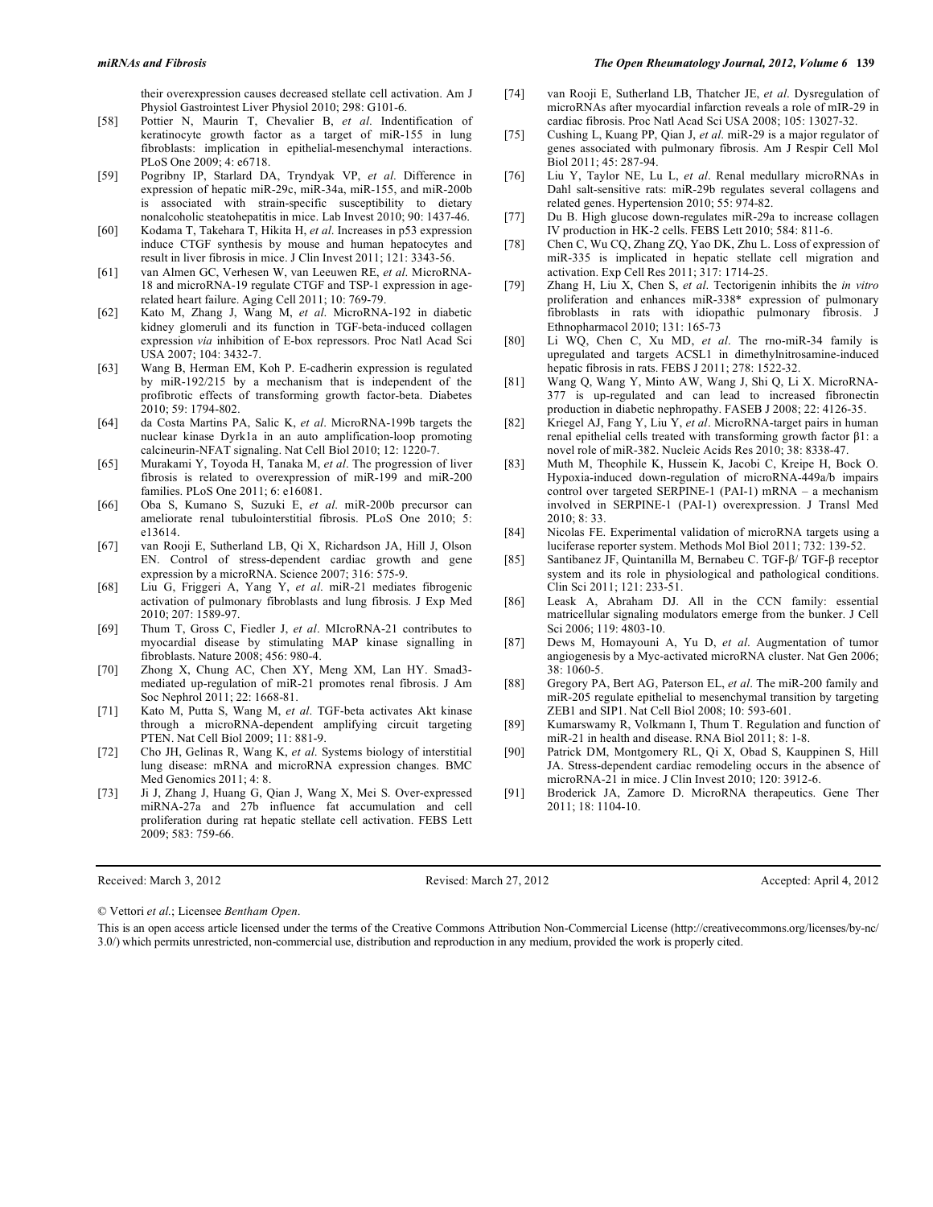their overexpression causes decreased stellate cell activation. Am J Physiol Gastrointest Liver Physiol 2010; 298: G101-6.

[58] Pottier N, Maurin T, Chevalier B, *et al*. Indentification of keratinocyte growth factor as a target of miR-155 in lung fibroblasts: implication in epithelial-mesenchymal interactions. PLoS One 2009; 4: e6718.

[59] Pogribny IP, Starlard DA, Tryndyak VP, *et al*. Difference in expression of hepatic miR-29c, miR-34a, miR-155, and miR-200b is associated with strain-specific susceptibility to dietary nonalcoholic steatohepatitis in mice. Lab Invest 2010; 90: 1437-46.

[60] Kodama T, Takehara T, Hikita H, *et al*. Increases in p53 expression induce CTGF synthesis by mouse and human hepatocytes and result in liver fibrosis in mice. J Clin Invest 2011; 121: 3343-56.

[61] van Almen GC, Verhesen W, van Leeuwen RE, *et al*. MicroRNA-18 and microRNA-19 regulate CTGF and TSP-1 expression in age-related heart failure. Aging Cell 2011; 10: 769-79.

[62] Kato M, Zhang J, Wang M, *et al*. MicroRNA-192 in diabetic kidney glomeruli and its function in TGF-beta-induced collagen expression *via* inhibition of E-box repressors. Proc Natl Acad Sci USA 2007; 104: 3432-7.

[63] Wang B, Herman EM, Koh P. E-cadherin expression is regulated by miR-192/215 by a mechanism that is independent of the profibrotic effects of transforming growth factor-beta. Diabetes 2010; 59: 1794-802.

[64] da Costa Martins PA, Salic K, *et al*. MicroRNA-199b targets the nuclear kinase Dyrk1a in an auto amplification-loop promoting calcineurin-NFAT signaling. Nat Cell Biol 2010; 12: 1220-7.

[65] Murakami Y, Toyoda H, Tanaka M, *et al*. The progression of liver fibrosis is related to overexpression of miR-199 and miR-200 families. PLoS One 2011; 6: e16081.

[66] Oba S, Kumano S, Suzuki E, *et al*. miR-200b precursor can ameliorate renal tubulointerstitial fibrosis. PLoS One 2010; 5: e13614.

[67] van Rooji E, Sutherland LB, Qi X, Richardson JA, Hill J, Olson EN. Control of stress-dependent cardiac growth and gene expression by a microRNA. Science 2007; 316: 575-9.

[68] Liu G, Friggeri A, Yang Y, *et al*. miR-21 mediates fibrogenic activation of pulmonary fibroblasts and lung fibrosis. J Exp Med 2010; 207: 1589-97.

[69] Thum T, Gross C, Fiedler J, *et al*. MIcroRNA-21 contributes to myocardial disease by stimulating MAP kinase signalling in fibroblasts. Nature 2008; 456: 980-4.

[70] Zhong X, Chung AC, Chen XY, Meng XM, Lan HY. Smad3-mediated up-regulation of miR-21 promotes renal fibrosis. J Am Soc Nephrol 2011; 22: 1668-81.

[71] Kato M, Putta S, Wang M, *et al*. TGF-beta activates Akt kinase through a microRNA-dependent amplifying circuit targeting PTEN. Nat Cell Biol 2009; 11: 881-9.

[72] Cho JH, Gelinas R, Wang K, *et al*. Systems biology of interstitial lung disease: mRNA and microRNA expression changes. BMC Med Genomics 2011; 4: 8.

[73] Ji J, Zhang J, Huang G, Qian J, Wang X, Mei S. Over-expressed miRNA-27a and 27b influence fat accumulation and cell proliferation during rat hepatic stellate cell activation. FEBS Lett 2009; 583: 759-66.

[74] van Rooji E, Sutherland LB, Thatcher JE, *et al*. Dysregulation of microRNAs after myocardial infarction reveals a role of mIR-29 in cardiac fibrosis. Proc Natl Acad Sci USA 2008; 105: 13027-32.

[75] Cushing L, Kuang PP, Qian J, *et al*. miR-29 is a major regulator of genes associated with pulmonary fibrosis. Am J Respir Cell Mol Biol 2011; 45: 287-94.

[76] Liu Y, Taylor NE, Lu L, *et al*. Renal medullary microRNAs in Dahl salt-sensitive rats: miR-29b regulates several collagens and related genes. Hypertension 2010; 55: 974-82.

[77] Du B. High glucose down-regulates miR-29a to increase collagen IV production in HK-2 cells. FEBS Lett 2010; 584: 811-6.

[78] Chen C, Wu CQ, Zhang ZQ, Yao DK, Zhu L. Loss of expression of miR-335 is implicated in hepatic stellate cell migration and activation. Exp Cell Res 2011; 317: 1714-25.

[79] Zhang H, Liu X, Chen S, *et al*. Tectorigenin inhibits the *in vitro* proliferation and enhances miR-338* expression of pulmonary fibroblasts in rats with idiopathic pulmonary fibrosis. J Ethnopharmacol 2010; 131: 165-73

[80] Li WQ, Chen C, Xu MD, *et al*. The rno-miR-34 family is upregulated and targets ACSL1 in dimethylnitrosamine-induced hepatic fibrosis in rats. FEBS J 2011; 278: 1522-32.

[81] Wang Q, Wang Y, Minto AW, Wang J, Shi Q, Li X. MicroRNA-377 is up-regulated and can lead to increased fibronectin production in diabetic nephropathy. FASEB J 2008; 22: 4126-35.

[82] Kriegel AJ, Fang Y, Liu Y, *et al*. MicroRNA-target pairs in human renal epithelial cells treated with transforming growth factor β1: a novel role of miR-382. Nucleic Acids Res 2010; 38: 8338-47.

[83] Muth M, Theophile K, Hussein K, Jacobi C, Kreipe H, Bock O. Hypoxia-induced down-regulation of microRNA-449a/b impairs control over targeted SERPINE-1 (PAI-1) mRNA – a mechanism involved in SERPINE-1 (PAI-1) overexpression. J Transl Med 2010; 8: 33.

[84] Nicolas FE. Experimental validation of microRNA targets using a luciferase reporter system. Methods Mol Biol 2011; 732: 139-52.

[85] Santibanez JF, Quintanilla M, Bernabeu C. TGF-β/ TGF-β receptor system and its role in physiological and pathological conditions. Clin Sci 2011; 121: 233-51.

[86] Leask A, Abraham DJ. All in the CCN family: essential matricellular signaling modulators emerge from the bunker. J Cell Sci 2006; 119: 4803-10.

[87] Dews M, Homayouni A, Yu D, *et al*. Augmentation of tumor angiogenesis by a Myc-activated microRNA cluster. Nat Gen 2006; 38: 1060-5.

[88] Gregory PA, Bert AG, Paterson EL, *et al*. The miR-200 family and miR-205 regulate epithelial to mesenchymal transition by targeting ZEB1 and SIP1. Nat Cell Biol 2008; 10: 593-601.

[89] Kumarswamy R, Volkmann I, Thum T. Regulation and function of miR-21 in health and disease. RNA Biol 2011; 8: 1-8.

[90] Patrick DM, Montgomery RL, Qi X, Obad S, Kauppinen S, Hill JA. Stress-dependent cardiac remodeling occurs in the absence of microRNA-21 in mice. J Clin Invest 2010; 120: 3912-6.

[91] Broderick JA, Zamore D. MicroRNA therapeutics. Gene Ther 2011; 18: 1104-10.

Received: March 3, 2012    Revised: March 27, 2012    Accepted: April 4, 2012

© Vettori *et al*.; Licensee *Bentham Open*.

This is an open access article licensed under the terms of the Creative Commons Attribution Non-Commercial License (http://creativecommons.org/licenses/by-nc/3.0/) which permits unrestricted, non-commercial use, distribution and reproduction in any medium, provided the work is properly cited.